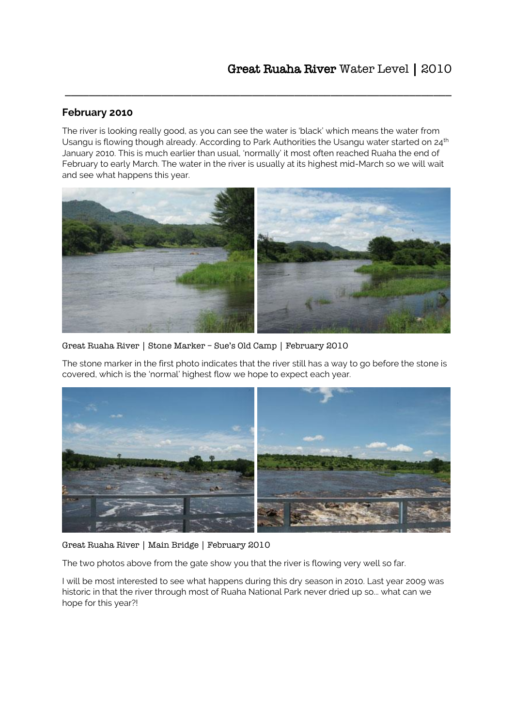# Great Ruaha River Water Level | 2010

## February 2010

The river is looking really good, as you can see the water is 'black' which means the water from Usangu is flowing though already. According to Park Authorities the Usangu water started on 24th January 2010. This is much earlier than usual, 'normally' it most often reached Ruaha the end of February to early March. The water in the river is usually at its highest mid-March so we will wait and see what happens this year.

Great Ruaha River | Stone Marker – Sue's Old Camp | February 2010

The stone marker in the first photo indicates that the river still has a way to go before the stone is covered, which is the 'normal' highest flow we hope to expect each year.

Great Ruaha River | Main Bridge | February 2010

The two photos above from the gate show you that the river is flowing very well so far.

I will be most interested to see what happens during this dry season in 2010. Last year 2009 was historic in that the river through most of Ruaha National Park never dried up so... what can we hope for this year?!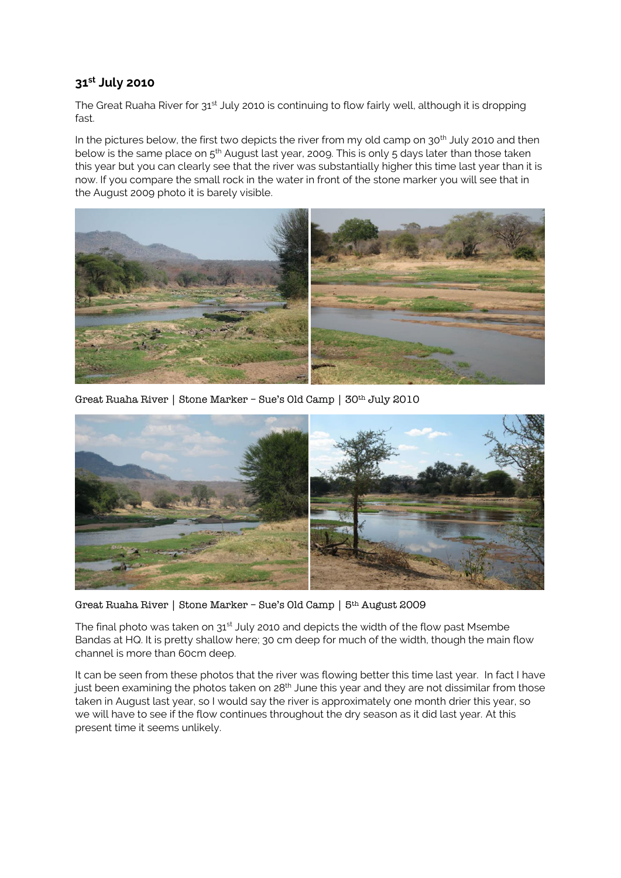## 31st July 2010

The Great Ruaha River for 31st July 2010 is continuing to flow fairly well, although it is dropping fast.

In the pictures below, the first two depicts the river from my old camp on 30th July 2010 and then below is the same place on 5th August last year, 2009. This is only 5 days later than those taken this year but you can clearly see that the river was substantially higher this time last year than it is now. If you compare the small rock in the water in front of the stone marker you will see that in the August 2009 photo it is barely visible.

Great Ruaha River | Stone Marker – Sue's Old Camp | 30th July 2010

Great Ruaha River | Stone Marker – Sue's Old Camp | 5th August 2009

The final photo was taken on 31st July 2010 and depicts the width of the flow past Msembe Bandas at HQ. It is pretty shallow here; 30 cm deep for much of the width, though the main flow channel is more than 60cm deep.

It can be seen from these photos that the river was flowing better this time last year. In fact I have just been examining the photos taken on 28th June this year and they are not dissimilar from those taken in August last year, so I would say the river is approximately one month drier this year, so we will have to see if the flow continues throughout the dry season as it did last year. At this present time it seems unlikely.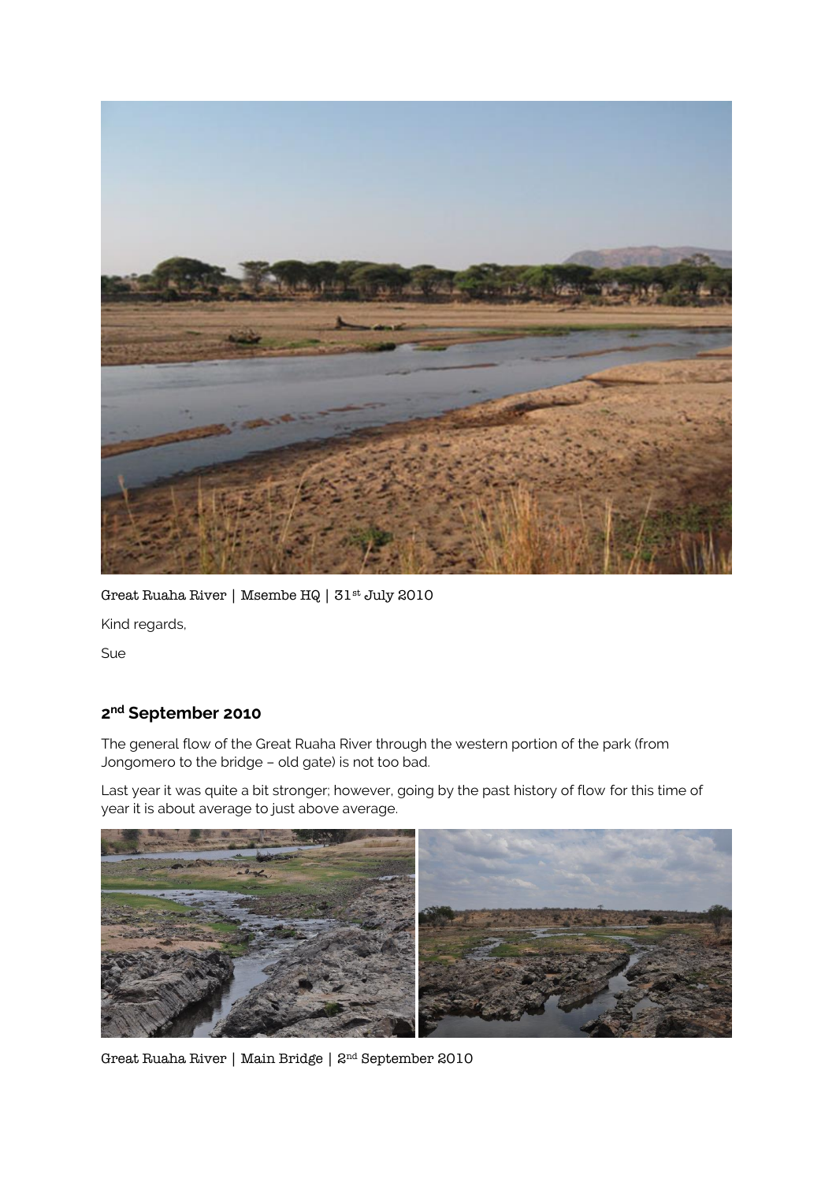Great Ruaha River | Msembe HQ | 31st July 2010

Kind regards,

Sue

## 2nd September 2010

The general flow of the Great Ruaha River through the western portion of the park (from Jongomero to the bridge – old gate) is not too bad.

Last year it was quite a bit stronger; however, going by the past history of flow for this time of year it is about average to just above average.

Great Ruaha River | Main Bridge | 2nd September 2010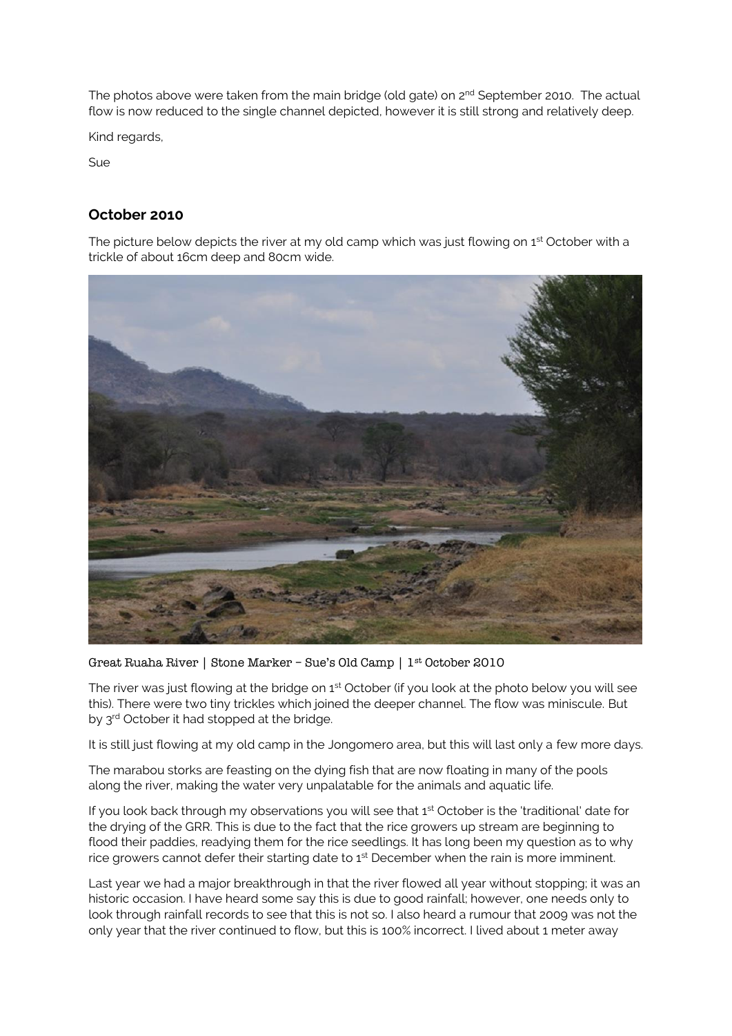The photos above were taken from the main bridge (old gate) on 2nd September 2010. The actual flow is now reduced to the single channel depicted, however it is still strong and relatively deep.

Kind regards,

Sue

## October 2010

The picture below depicts the river at my old camp which was just flowing on 1st October with a trickle of about 16cm deep and 80cm wide.

Great Ruaha River | Stone Marker – Sue's Old Camp | 1st October 2010

The river was just flowing at the bridge on 1st October (if you look at the photo below you will see this). There were two tiny trickles which joined the deeper channel. The flow was miniscule. But by 3rd October it had stopped at the bridge.

It is still just flowing at my old camp in the Jongomero area, but this will last only a few more days.

The marabou storks are feasting on the dying fish that are now floating in many of the pools along the river, making the water very unpalatable for the animals and aquatic life.

If you look back through my observations you will see that 1st October is the 'traditional' date for the drying of the GRR. This is due to the fact that the rice growers up stream are beginning to flood their paddies, readying them for the rice seedlings. It has long been my question as to why rice growers cannot defer their starting date to 1st December when the rain is more imminent.

Last year we had a major breakthrough in that the river flowed all year without stopping; it was an historic occasion. I have heard some say this is due to good rainfall; however, one needs only to look through rainfall records to see that this is not so. I also heard a rumour that 2009 was not the only year that the river continued to flow, but this is 100% incorrect. I lived about 1 meter away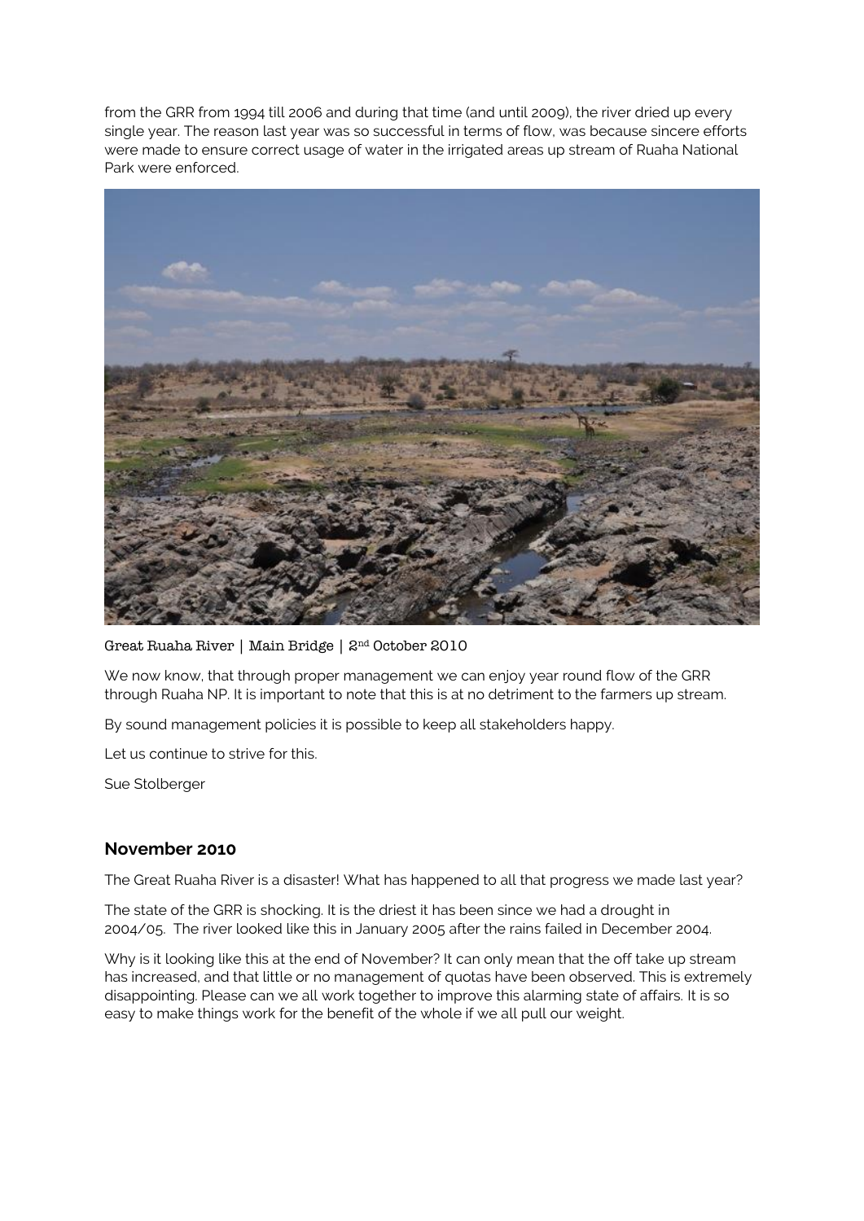from the GRR from 1994 till 2006 and during that time (and until 2009), the river dried up every single year. The reason last year was so successful in terms of flow, was because sincere efforts were made to ensure correct usage of water in the irrigated areas up stream of Ruaha National Park were enforced.

Great Ruaha River | Main Bridge | 2nd October 2010

We now know, that through proper management we can enjoy year round flow of the GRR through Ruaha NP. It is important to note that this is at no detriment to the farmers up stream.

By sound management policies it is possible to keep all stakeholders happy.

Let us continue to strive for this.

Sue Stolberger

## November 2010

The Great Ruaha River is a disaster! What has happened to all that progress we made last year?

The state of the GRR is shocking. It is the driest it has been since we had a drought in 2004/05. The river looked like this in January 2005 after the rains failed in December 2004.

Why is it looking like this at the end of November? It can only mean that the off take up stream has increased, and that little or no management of quotas have been observed. This is extremely disappointing. Please can we all work together to improve this alarming state of affairs. It is so easy to make things work for the benefit of the whole if we all pull our weight.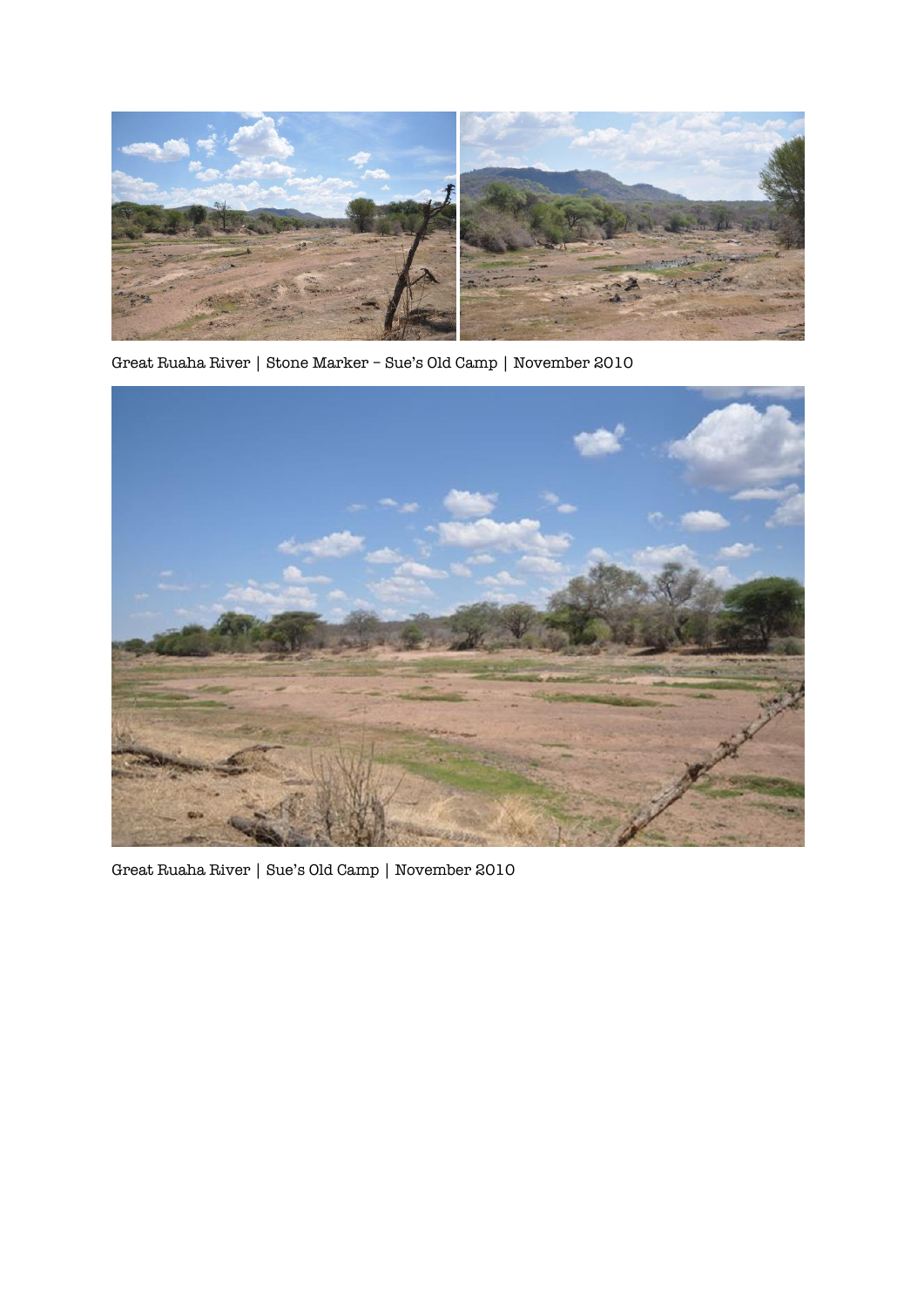Great Ruaha River | Stone Marker – Sue's Old Camp | November 2010

Great Ruaha River | Sue's Old Camp | November 2010